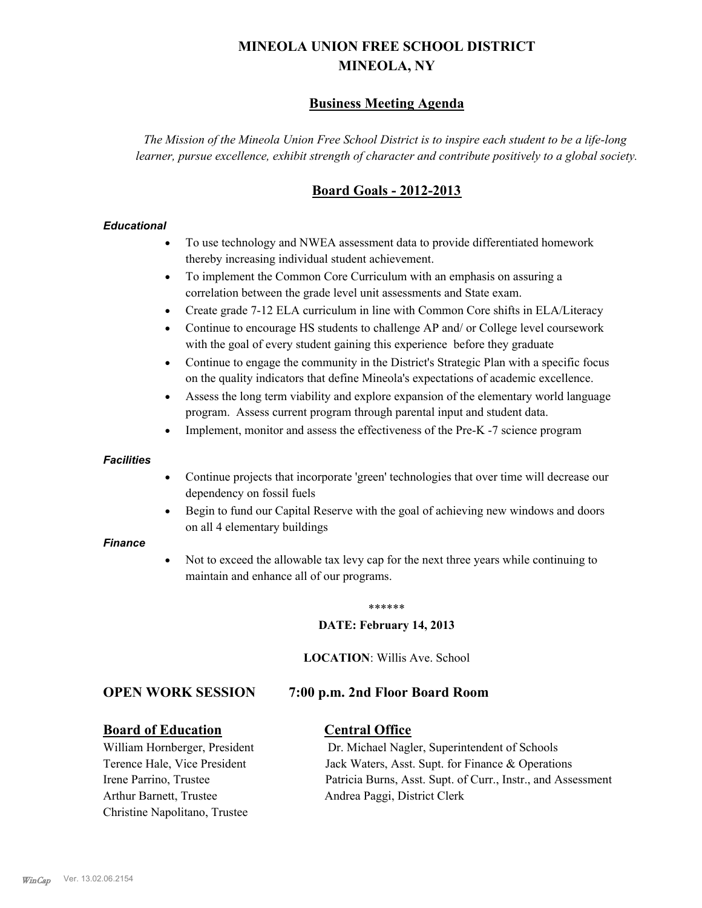# MINEOLA UNION FREE SCHOOL DISTRICT
# MINEOLA, NY

## Business Meeting Agenda

*The Mission of the Mineola Union Free School District is to inspire each student to be a life-long learner, pursue excellence, exhibit strength of character and contribute positively to a global society.*

## Board Goals - 2012-2013

***Educational***

- To use technology and NWEA assessment data to provide differentiated homework thereby increasing individual student achievement.
- To implement the Common Core Curriculum with an emphasis on assuring a correlation between the grade level unit assessments and State exam.
- Create grade 7-12 ELA curriculum in line with Common Core shifts in ELA/Literacy
- Continue to encourage HS students to challenge AP and/ or College level coursework with the goal of every student gaining this experience before they graduate
- Continue to engage the community in the District's Strategic Plan with a specific focus on the quality indicators that define Mineola's expectations of academic excellence.
- Assess the long term viability and explore expansion of the elementary world language program. Assess current program through parental input and student data.
- Implement, monitor and assess the effectiveness of the Pre-K -7 science program

***Facilities***

- Continue projects that incorporate 'green' technologies that over time will decrease our dependency on fossil fuels
- Begin to fund our Capital Reserve with the goal of achieving new windows and doors on all 4 elementary buildings

***Finance***

- Not to exceed the allowable tax levy cap for the next three years while continuing to maintain and enhance all of our programs.

******

**DATE: February 14, 2013**

**LOCATION**: Willis Ave. School

### OPEN WORK SESSION 7:00 p.m. 2nd Floor Board Room

| **Board of Education** | **Central Office** |
| --- | --- |
| William Hornberger, President | Dr. Michael Nagler, Superintendent of Schools |
| Terence Hale, Vice President | Jack Waters, Asst. Supt. for Finance & Operations |
| Irene Parrino, Trustee | Patricia Burns, Asst. Supt. of Curr., Instr., and Assessment |
| Arthur Barnett, Trustee | Andrea Paggi, District Clerk |
| Christine Napolitano, Trustee | |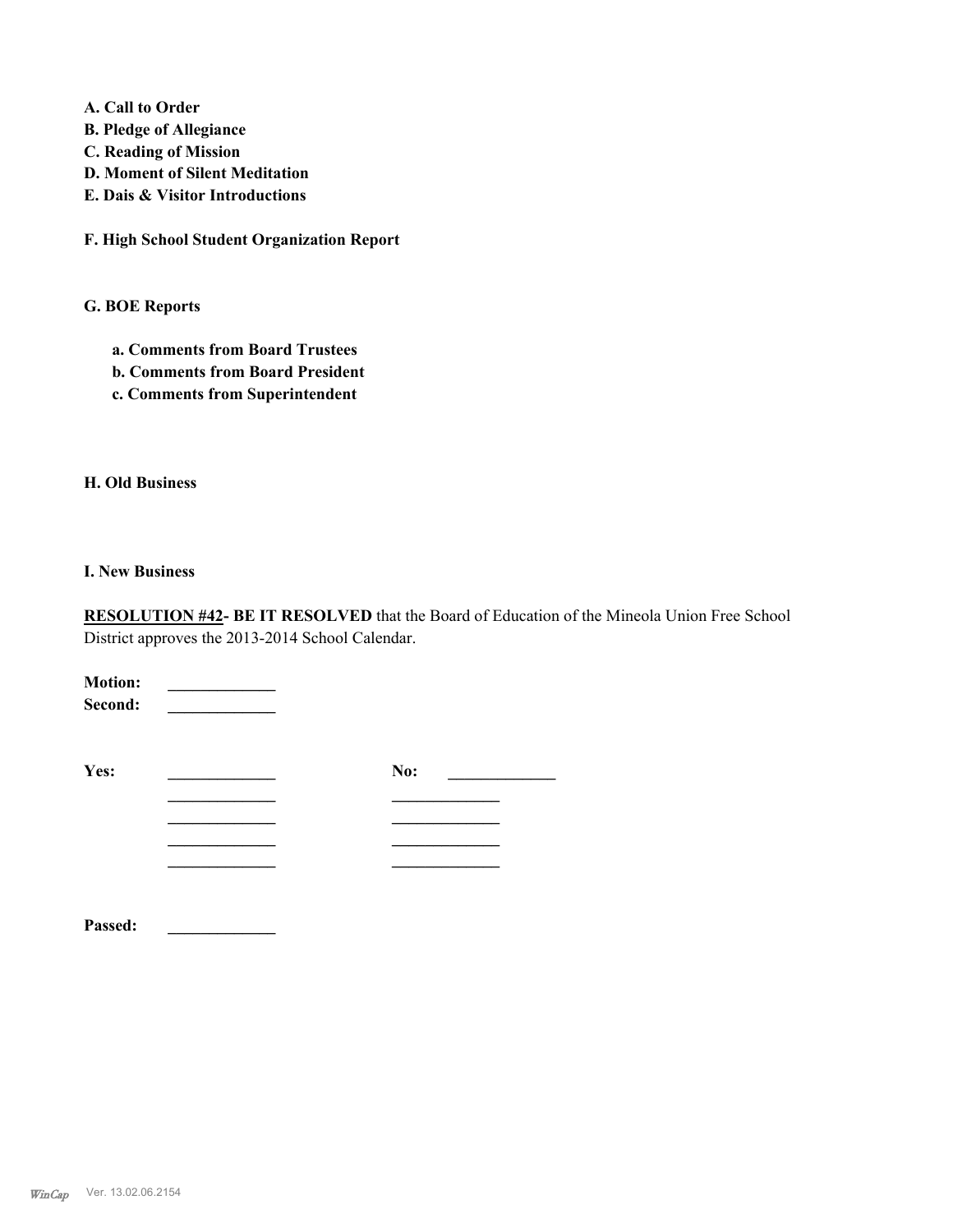**A. Call to Order**
**B. Pledge of Allegiance**
**C. Reading of Mission**
**D. Moment of Silent Meditation**
**E. Dais & Visitor Introductions**

**F. High School Student Organization Report**

**G. BOE Reports**

- **a. Comments from Board Trustees**
- **b. Comments from Board President**
- **c. Comments from Superintendent**

**H. Old Business**

**I. New Business**

**RESOLUTION #42- BE IT RESOLVED** that the Board of Education of the Mineola Union Free School District approves the 2013-2014 School Calendar.

**Motion:** _____________
**Second:** _____________

**Yes:** _____________ **No:** _____________
_____________ _____________
_____________ _____________
_____________ _____________
_____________ _____________

**Passed:** _____________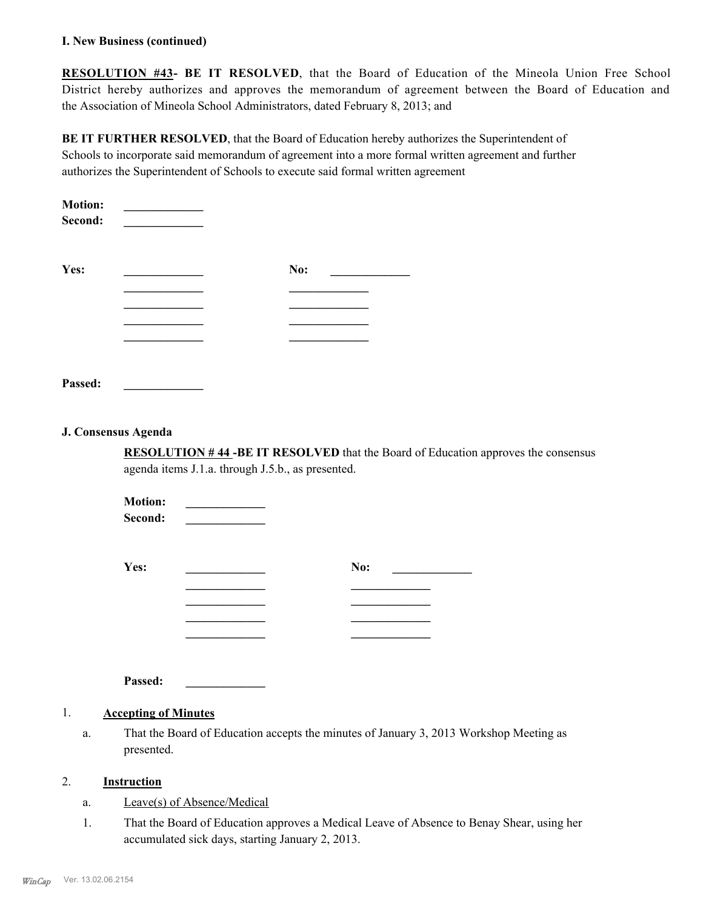**I. New Business (continued)**

**RESOLUTION #43- BE IT RESOLVED**, that the Board of Education of the Mineola Union Free School District hereby authorizes and approves the memorandum of agreement between the Board of Education and the Association of Mineola School Administrators, dated February 8, 2013; and

**BE IT FURTHER RESOLVED**, that the Board of Education hereby authorizes the Superintendent of Schools to incorporate said memorandum of agreement into a more formal written agreement and further authorizes the Superintendent of Schools to execute said formal written agreement

**Motion:** _____________
**Second:** _____________

| **Yes:** | _____________ | **No:** | _____________ |
|---|---|---|---|
| | _____________ | | _____________ |
| | _____________ | | _____________ |
| | _____________ | | _____________ |
| | _____________ | | _____________ |

**Passed:** _____________

**J. Consensus Agenda**

**RESOLUTION # 44 -BE IT RESOLVED** that the Board of Education approves the consensus agenda items J.1.a. through J.5.b., as presented.

**Motion:** _____________
**Second:** _____________

| **Yes:** | _____________ | **No:** | _____________ |
|---|---|---|---|
| | _____________ | | _____________ |
| | _____________ | | _____________ |
| | _____________ | | _____________ |
| | _____________ | | _____________ |

**Passed:** _____________

1. **Accepting of Minutes**

   a. That the Board of Education accepts the minutes of January 3, 2013 Workshop Meeting as presented.

2. **Instruction**

   a. Leave(s) of Absence/Medical

   1. That the Board of Education approves a Medical Leave of Absence to Benay Shear, using her accumulated sick days, starting January 2, 2013.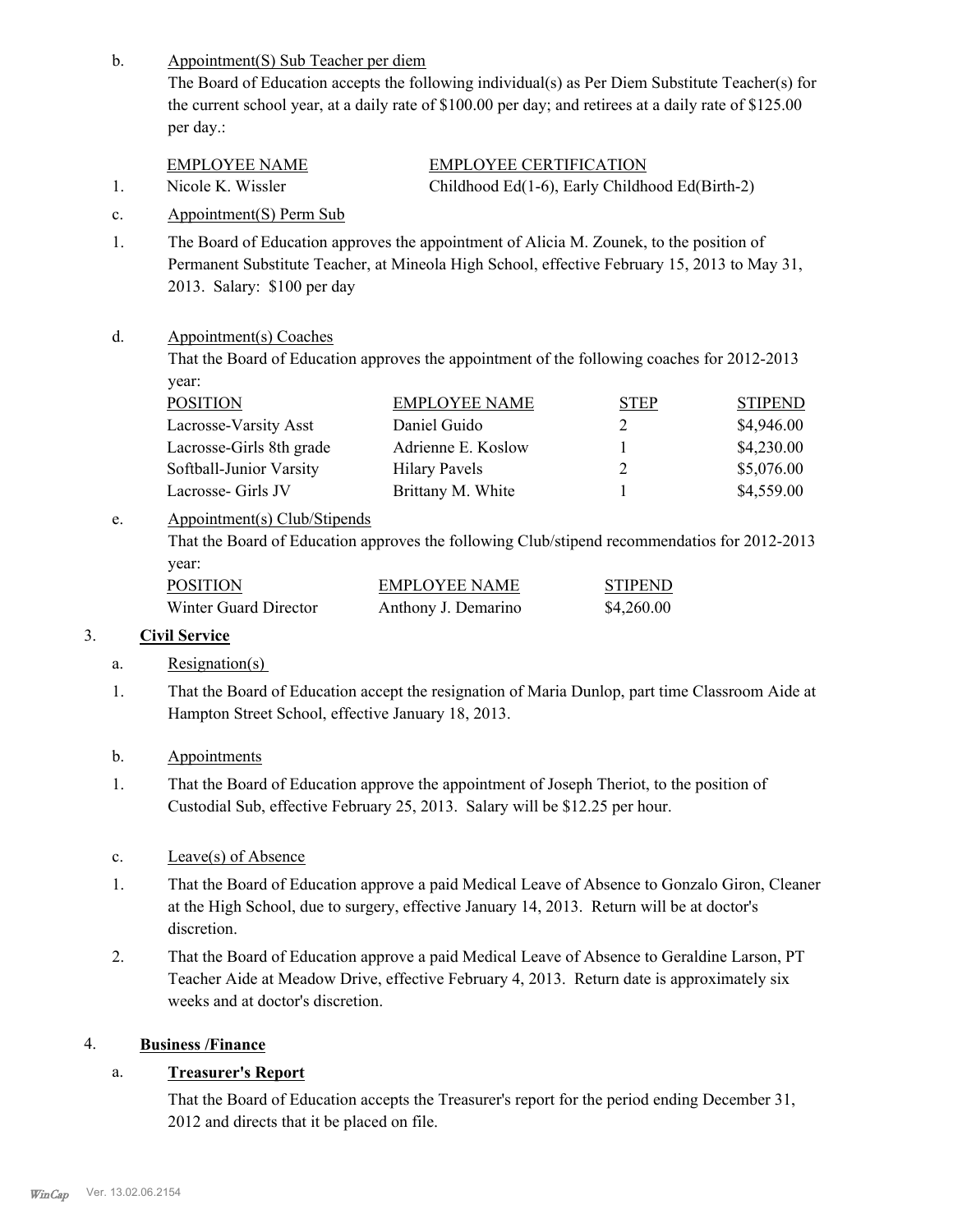b. Appointment(S) Sub Teacher per diem

The Board of Education accepts the following individual(s) as Per Diem Substitute Teacher(s) for the current school year, at a daily rate of $100.00 per day; and retirees at a daily rate of $125.00 per day.:

| | EMPLOYEE NAME | EMPLOYEE CERTIFICATION |
|---|---|---|
| 1. | Nicole K. Wissler | Childhood Ed(1-6), Early Childhood Ed(Birth-2) |

c. Appointment(S) Perm Sub

1. The Board of Education approves the appointment of Alicia M. Zounek, to the position of Permanent Substitute Teacher, at Mineola High School, effective February 15, 2013 to May 31, 2013. Salary: $100 per day

d. Appointment(s) Coaches

That the Board of Education approves the appointment of the following coaches for 2012-2013 year:

| POSITION | EMPLOYEE NAME | STEP | STIPEND |
|---|---|---|---|
| Lacrosse-Varsity Asst | Daniel Guido | 2 | $4,946.00 |
| Lacrosse-Girls 8th grade | Adrienne E. Koslow | 1 | $4,230.00 |
| Softball-Junior Varsity | Hilary Pavels | 2 | $5,076.00 |
| Lacrosse- Girls JV | Brittany M. White | 1 | $4,559.00 |

e. Appointment(s) Club/Stipends

That the Board of Education approves the following Club/stipend recommendatios for 2012-2013 year:

| POSITION | EMPLOYEE NAME | STIPEND |
|---|---|---|
| Winter Guard Director | Anthony J. Demarino | $4,260.00 |

## 3. Civil Service

a. Resignation(s)

1. That the Board of Education accept the resignation of Maria Dunlop, part time Classroom Aide at Hampton Street School, effective January 18, 2013.

b. Appointments

1. That the Board of Education approve the appointment of Joseph Theriot, to the position of Custodial Sub, effective February 25, 2013. Salary will be $12.25 per hour.

c. Leave(s) of Absence

1. That the Board of Education approve a paid Medical Leave of Absence to Gonzalo Giron, Cleaner at the High School, due to surgery, effective January 14, 2013. Return will be at doctor's discretion.

2. That the Board of Education approve a paid Medical Leave of Absence to Geraldine Larson, PT Teacher Aide at Meadow Drive, effective February 4, 2013. Return date is approximately six weeks and at doctor's discretion.

## 4. Business /Finance

### a. Treasurer's Report

That the Board of Education accepts the Treasurer's report for the period ending December 31, 2012 and directs that it be placed on file.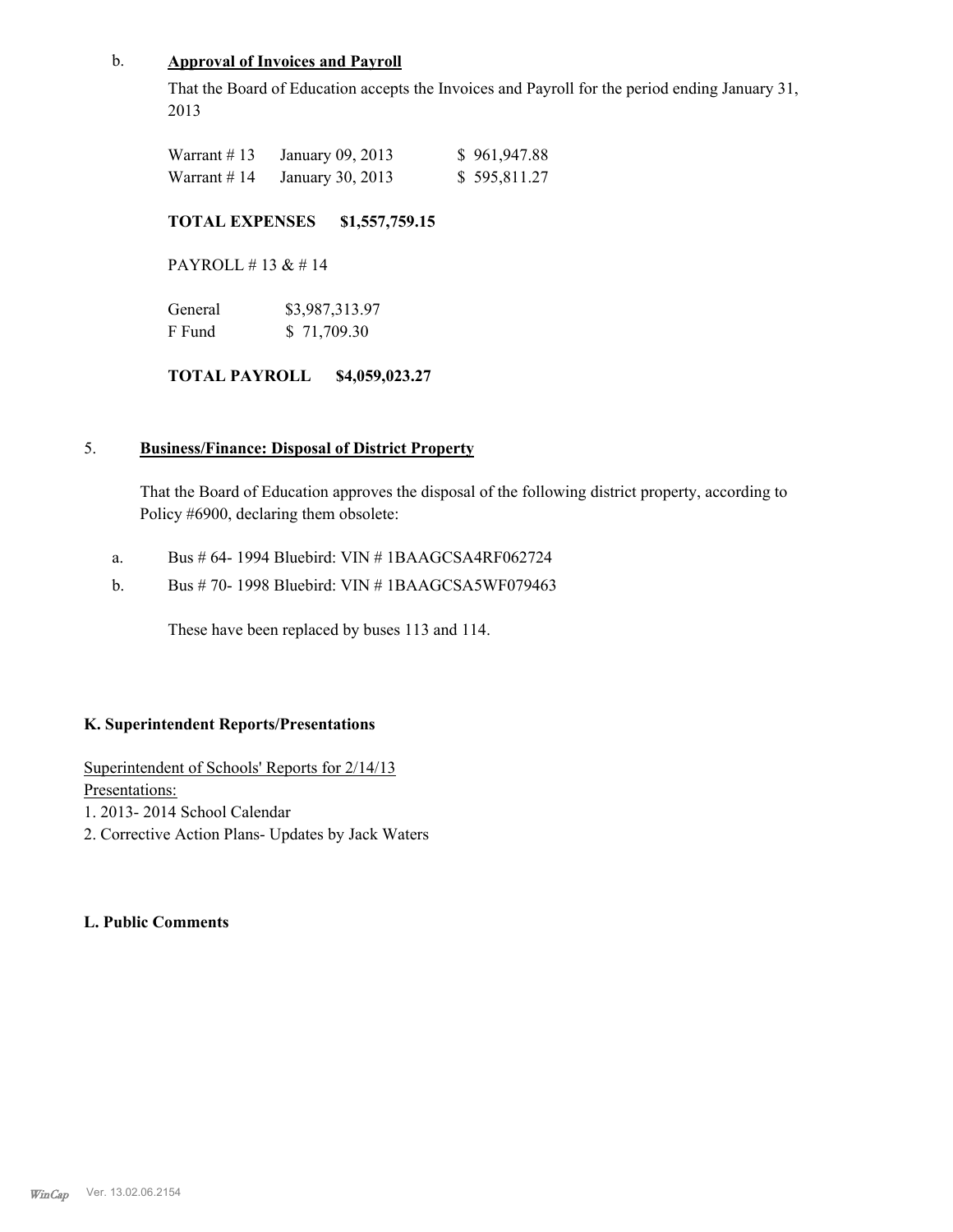b. **Approval of Invoices and Payroll**

That the Board of Education accepts the Invoices and Payroll for the period ending January 31, 2013

| | | |
|---|---|---|
| Warrant # 13 | January 09, 2013 | $ 961,947.88 |
| Warrant # 14 | January 30, 2013 | $ 595,811.27 |

**TOTAL EXPENSES $1,557,759.15**

PAYROLL # 13 & # 14

| | |
|---|---|
| General | $3,987,313.97 |
| F Fund | $ 71,709.30 |

**TOTAL PAYROLL $4,059,023.27**

5. **Business/Finance: Disposal of District Property**

That the Board of Education approves the disposal of the following district property, according to Policy #6900, declaring them obsolete:

a. Bus # 64- 1994 Bluebird: VIN # 1BAAGCSA4RF062724

b. Bus # 70- 1998 Bluebird: VIN # 1BAAGCSA5WF079463

These have been replaced by buses 113 and 114.

**K. Superintendent Reports/Presentations**

Superintendent of Schools' Reports for 2/14/13

Presentations:

1. 2013- 2014 School Calendar
2. Corrective Action Plans- Updates by Jack Waters

**L. Public Comments**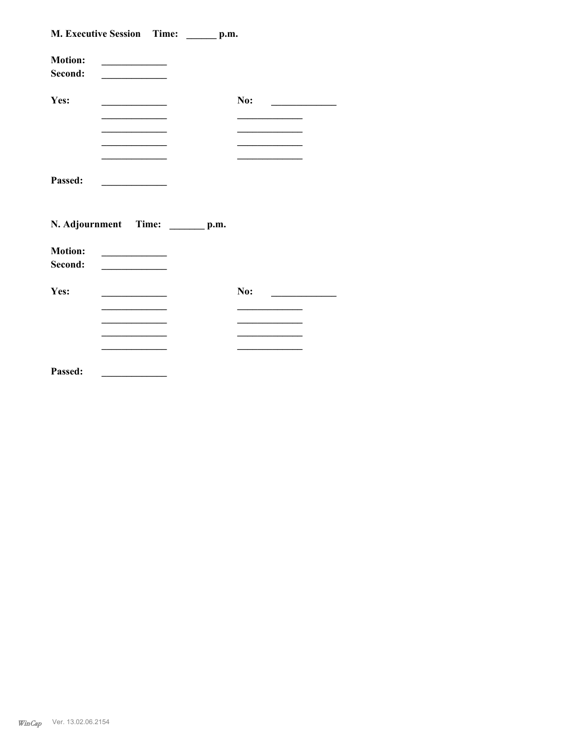**M. Executive Session Time: ______ p.m.**

**Motion:** _____________
**Second:** _____________

| | | | |
|---|---|---|---|
| **Yes:** | _____________ | **No:** | _____________ |
| | _____________ | | _____________ |
| | _____________ | | _____________ |
| | _____________ | | _____________ |
| | _____________ | | _____________ |

**Passed:** _____________

**N. Adjournment Time: _______ p.m.**

**Motion:** _____________
**Second:** _____________

| | | | |
|---|---|---|---|
| **Yes:** | _____________ | **No:** | _____________ |
| | _____________ | | _____________ |
| | _____________ | | _____________ |
| | _____________ | | _____________ |
| | _____________ | | _____________ |

**Passed:** _____________

*WinCap* Ver. 13.02.06.2154